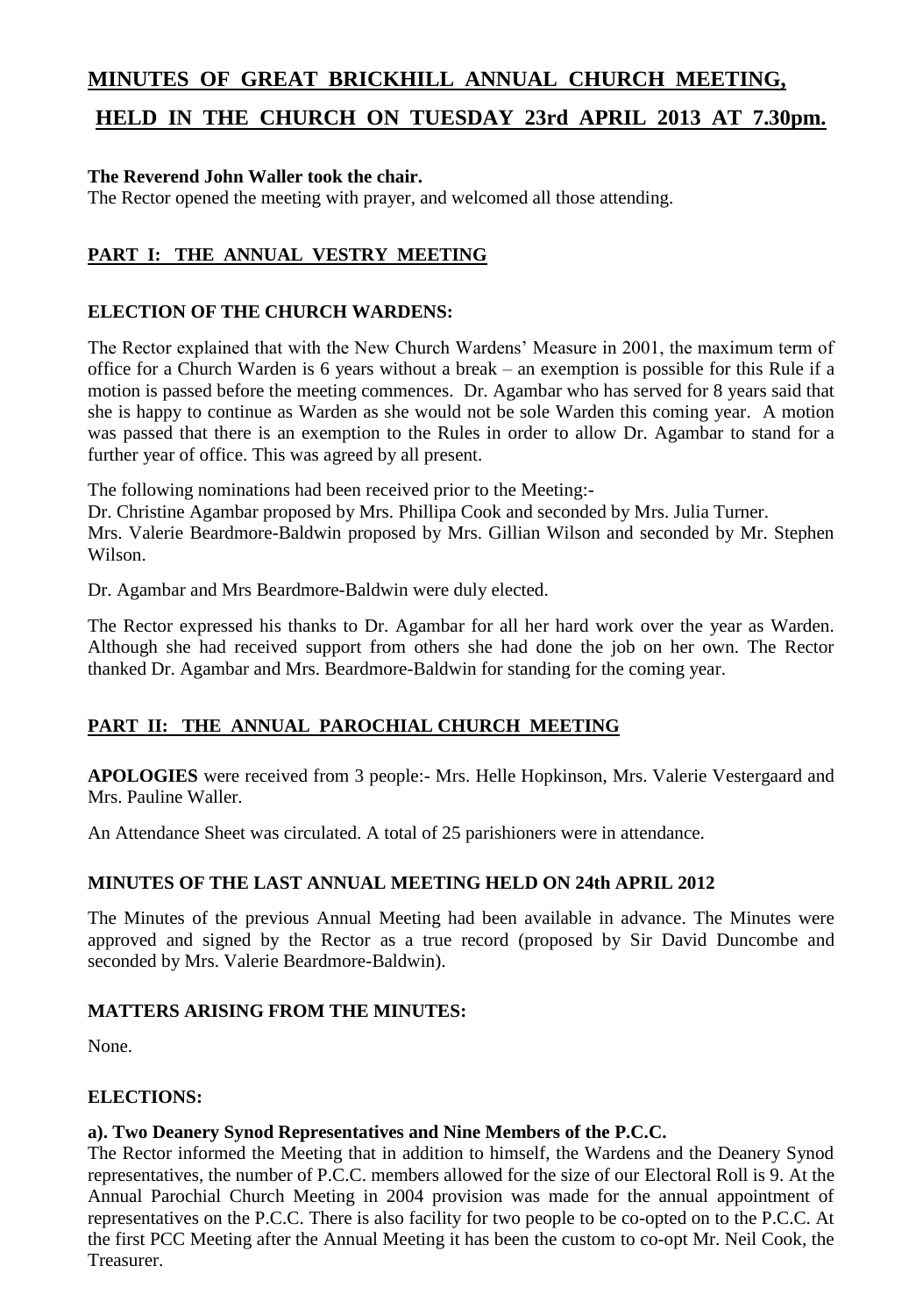# MINUTES OF GREAT BRICKHILL ANNUAL CHURCH MEETING,

# HELD IN THE CHURCH ON TUESDAY 23rd APRIL 2013 AT 7.30pm.

**The Reverend John Waller took the chair.**

The Rector opened the meeting with prayer, and welcomed all those attending.

## PART I: THE ANNUAL VESTRY MEETING

### ELECTION OF THE CHURCH WARDENS:

The Rector explained that with the New Church Wardens' Measure in 2001, the maximum term of office for a Church Warden is 6 years without a break – an exemption is possible for this Rule if a motion is passed before the meeting commences. Dr. Agambar who has served for 8 years said that she is happy to continue as Warden as she would not be sole Warden this coming year. A motion was passed that there is an exemption to the Rules in order to allow Dr. Agambar to stand for a further year of office. This was agreed by all present.

The following nominations had been received prior to the Meeting:-

Dr. Christine Agambar proposed by Mrs. Phillipa Cook and seconded by Mrs. Julia Turner.

Mrs. Valerie Beardmore-Baldwin proposed by Mrs. Gillian Wilson and seconded by Mr. Stephen Wilson.

Dr. Agambar and Mrs Beardmore-Baldwin were duly elected.

The Rector expressed his thanks to Dr. Agambar for all her hard work over the year as Warden. Although she had received support from others she had done the job on her own. The Rector thanked Dr. Agambar and Mrs. Beardmore-Baldwin for standing for the coming year.

## PART II: THE ANNUAL PAROCHIAL CHURCH MEETING

**APOLOGIES** were received from 3 people:- Mrs. Helle Hopkinson, Mrs. Valerie Vestergaard and Mrs. Pauline Waller.

An Attendance Sheet was circulated. A total of 25 parishioners were in attendance.

### MINUTES OF THE LAST ANNUAL MEETING HELD ON 24th APRIL 2012

The Minutes of the previous Annual Meeting had been available in advance. The Minutes were approved and signed by the Rector as a true record (proposed by Sir David Duncombe and seconded by Mrs. Valerie Beardmore-Baldwin).

### MATTERS ARISING FROM THE MINUTES:

None.

### ELECTIONS:

**a). Two Deanery Synod Representatives and Nine Members of the P.C.C.**

The Rector informed the Meeting that in addition to himself, the Wardens and the Deanery Synod representatives, the number of P.C.C. members allowed for the size of our Electoral Roll is 9. At the Annual Parochial Church Meeting in 2004 provision was made for the annual appointment of representatives on the P.C.C. There is also facility for two people to be co-opted on to the P.C.C. At the first PCC Meeting after the Annual Meeting it has been the custom to co-opt Mr. Neil Cook, the Treasurer.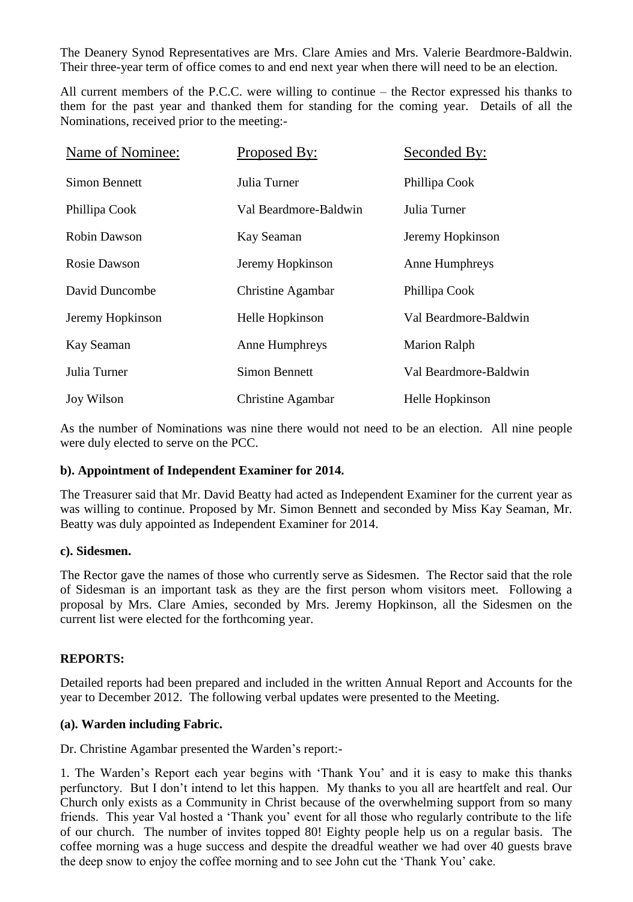The Deanery Synod Representatives are Mrs. Clare Amies and Mrs. Valerie Beardmore-Baldwin. Their three-year term of office comes to and end next year when there will need to be an election.

All current members of the P.C.C. were willing to continue – the Rector expressed his thanks to them for the past year and thanked them for standing for the coming year. Details of all the Nominations, received prior to the meeting:-

| Name of Nominee: | Proposed By: | Seconded By: |
|---|---|---|
| Simon Bennett | Julia Turner | Phillipa Cook |
| Phillipa Cook | Val Beardmore-Baldwin | Julia Turner |
| Robin Dawson | Kay Seaman | Jeremy Hopkinson |
| Rosie Dawson | Jeremy Hopkinson | Anne Humphreys |
| David Duncombe | Christine Agambar | Phillipa Cook |
| Jeremy Hopkinson | Helle Hopkinson | Val Beardmore-Baldwin |
| Kay Seaman | Anne Humphreys | Marion Ralph |
| Julia Turner | Simon Bennett | Val Beardmore-Baldwin |
| Joy Wilson | Christine Agambar | Helle Hopkinson |

As the number of Nominations was nine there would not need to be an election. All nine people were duly elected to serve on the PCC.

**b). Appointment of Independent Examiner for 2014.**

The Treasurer said that Mr. David Beatty had acted as Independent Examiner for the current year as was willing to continue. Proposed by Mr. Simon Bennett and seconded by Miss Kay Seaman, Mr. Beatty was duly appointed as Independent Examiner for 2014.

**c). Sidesmen.**

The Rector gave the names of those who currently serve as Sidesmen. The Rector said that the role of Sidesman is an important task as they are the first person whom visitors meet. Following a proposal by Mrs. Clare Amies, seconded by Mrs. Jeremy Hopkinson, all the Sidesmen on the current list were elected for the forthcoming year.

**REPORTS:**

Detailed reports had been prepared and included in the written Annual Report and Accounts for the year to December 2012. The following verbal updates were presented to the Meeting.

**(a). Warden including Fabric.**

Dr. Christine Agambar presented the Warden's report:-

1. The Warden's Report each year begins with 'Thank You' and it is easy to make this thanks perfunctory. But I don't intend to let this happen. My thanks to you all are heartfelt and real. Our Church only exists as a Community in Christ because of the overwhelming support from so many friends. This year Val hosted a 'Thank you' event for all those who regularly contribute to the life of our church. The number of invites topped 80! Eighty people help us on a regular basis. The coffee morning was a huge success and despite the dreadful weather we had over 40 guests brave the deep snow to enjoy the coffee morning and to see John cut the 'Thank You' cake.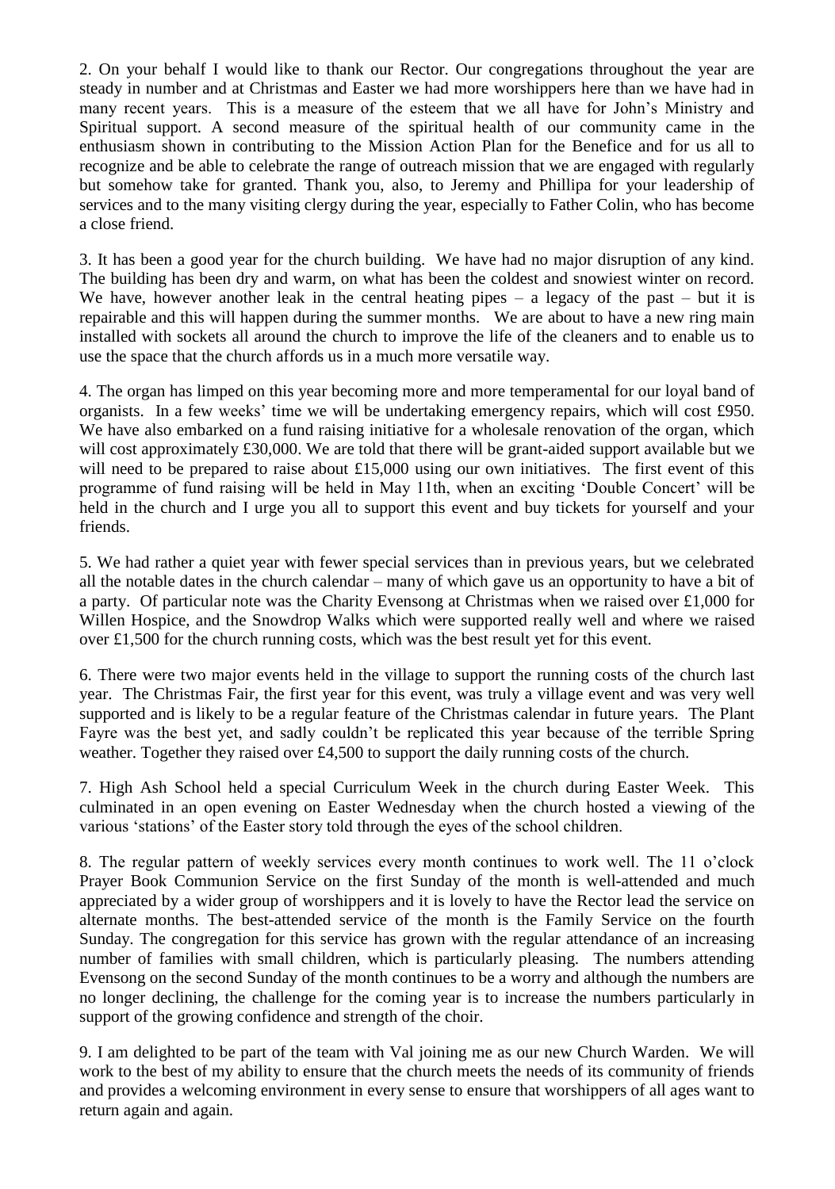2. On your behalf I would like to thank our Rector. Our congregations throughout the year are steady in number and at Christmas and Easter we had more worshippers here than we have had in many recent years. This is a measure of the esteem that we all have for John's Ministry and Spiritual support. A second measure of the spiritual health of our community came in the enthusiasm shown in contributing to the Mission Action Plan for the Benefice and for us all to recognize and be able to celebrate the range of outreach mission that we are engaged with regularly but somehow take for granted. Thank you, also, to Jeremy and Phillipa for your leadership of services and to the many visiting clergy during the year, especially to Father Colin, who has become a close friend.

3. It has been a good year for the church building. We have had no major disruption of any kind. The building has been dry and warm, on what has been the coldest and snowiest winter on record. We have, however another leak in the central heating pipes – a legacy of the past – but it is repairable and this will happen during the summer months. We are about to have a new ring main installed with sockets all around the church to improve the life of the cleaners and to enable us to use the space that the church affords us in a much more versatile way.

4. The organ has limped on this year becoming more and more temperamental for our loyal band of organists. In a few weeks' time we will be undertaking emergency repairs, which will cost £950. We have also embarked on a fund raising initiative for a wholesale renovation of the organ, which will cost approximately £30,000. We are told that there will be grant-aided support available but we will need to be prepared to raise about £15,000 using our own initiatives. The first event of this programme of fund raising will be held in May 11th, when an exciting 'Double Concert' will be held in the church and I urge you all to support this event and buy tickets for yourself and your friends.

5. We had rather a quiet year with fewer special services than in previous years, but we celebrated all the notable dates in the church calendar – many of which gave us an opportunity to have a bit of a party. Of particular note was the Charity Evensong at Christmas when we raised over £1,000 for Willen Hospice, and the Snowdrop Walks which were supported really well and where we raised over £1,500 for the church running costs, which was the best result yet for this event.

6. There were two major events held in the village to support the running costs of the church last year. The Christmas Fair, the first year for this event, was truly a village event and was very well supported and is likely to be a regular feature of the Christmas calendar in future years. The Plant Fayre was the best yet, and sadly couldn't be replicated this year because of the terrible Spring weather. Together they raised over £4,500 to support the daily running costs of the church.

7. High Ash School held a special Curriculum Week in the church during Easter Week. This culminated in an open evening on Easter Wednesday when the church hosted a viewing of the various 'stations' of the Easter story told through the eyes of the school children.

8. The regular pattern of weekly services every month continues to work well. The 11 o'clock Prayer Book Communion Service on the first Sunday of the month is well-attended and much appreciated by a wider group of worshippers and it is lovely to have the Rector lead the service on alternate months. The best-attended service of the month is the Family Service on the fourth Sunday. The congregation for this service has grown with the regular attendance of an increasing number of families with small children, which is particularly pleasing. The numbers attending Evensong on the second Sunday of the month continues to be a worry and although the numbers are no longer declining, the challenge for the coming year is to increase the numbers particularly in support of the growing confidence and strength of the choir.

9. I am delighted to be part of the team with Val joining me as our new Church Warden. We will work to the best of my ability to ensure that the church meets the needs of its community of friends and provides a welcoming environment in every sense to ensure that worshippers of all ages want to return again and again.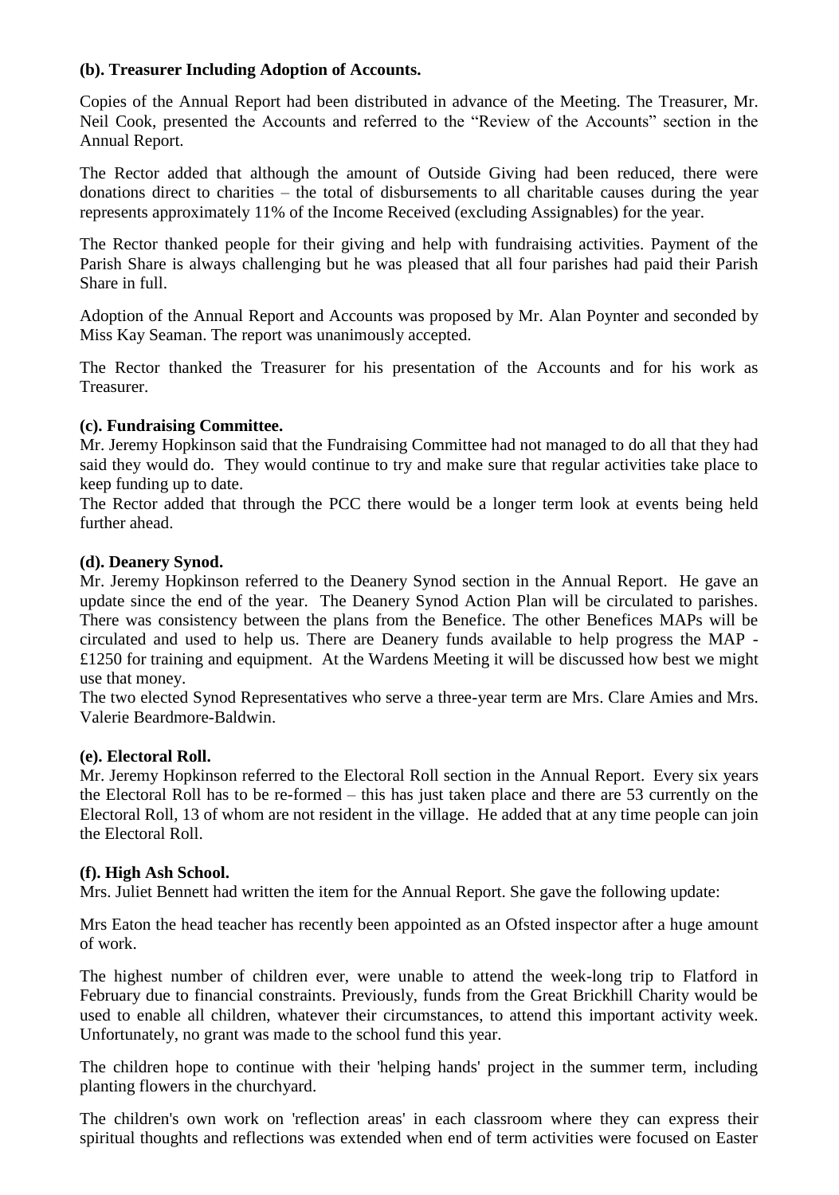**(b). Treasurer Including Adoption of Accounts.**

Copies of the Annual Report had been distributed in advance of the Meeting. The Treasurer, Mr. Neil Cook, presented the Accounts and referred to the "Review of the Accounts" section in the Annual Report.

The Rector added that although the amount of Outside Giving had been reduced, there were donations direct to charities – the total of disbursements to all charitable causes during the year represents approximately 11% of the Income Received (excluding Assignables) for the year.

The Rector thanked people for their giving and help with fundraising activities. Payment of the Parish Share is always challenging but he was pleased that all four parishes had paid their Parish Share in full.

Adoption of the Annual Report and Accounts was proposed by Mr. Alan Poynter and seconded by Miss Kay Seaman. The report was unanimously accepted.

The Rector thanked the Treasurer for his presentation of the Accounts and for his work as Treasurer.

**(c). Fundraising Committee.**

Mr. Jeremy Hopkinson said that the Fundraising Committee had not managed to do all that they had said they would do. They would continue to try and make sure that regular activities take place to keep funding up to date.

The Rector added that through the PCC there would be a longer term look at events being held further ahead.

**(d). Deanery Synod.**

Mr. Jeremy Hopkinson referred to the Deanery Synod section in the Annual Report. He gave an update since the end of the year. The Deanery Synod Action Plan will be circulated to parishes. There was consistency between the plans from the Benefice. The other Benefices MAPs will be circulated and used to help us. There are Deanery funds available to help progress the MAP - £1250 for training and equipment. At the Wardens Meeting it will be discussed how best we might use that money.

The two elected Synod Representatives who serve a three-year term are Mrs. Clare Amies and Mrs. Valerie Beardmore-Baldwin.

**(e). Electoral Roll.**

Mr. Jeremy Hopkinson referred to the Electoral Roll section in the Annual Report. Every six years the Electoral Roll has to be re-formed – this has just taken place and there are 53 currently on the Electoral Roll, 13 of whom are not resident in the village. He added that at any time people can join the Electoral Roll.

**(f). High Ash School.**

Mrs. Juliet Bennett had written the item for the Annual Report. She gave the following update:

Mrs Eaton the head teacher has recently been appointed as an Ofsted inspector after a huge amount of work.

The highest number of children ever, were unable to attend the week-long trip to Flatford in February due to financial constraints. Previously, funds from the Great Brickhill Charity would be used to enable all children, whatever their circumstances, to attend this important activity week. Unfortunately, no grant was made to the school fund this year.

The children hope to continue with their 'helping hands' project in the summer term, including planting flowers in the churchyard.

The children's own work on 'reflection areas' in each classroom where they can express their spiritual thoughts and reflections was extended when end of term activities were focused on Easter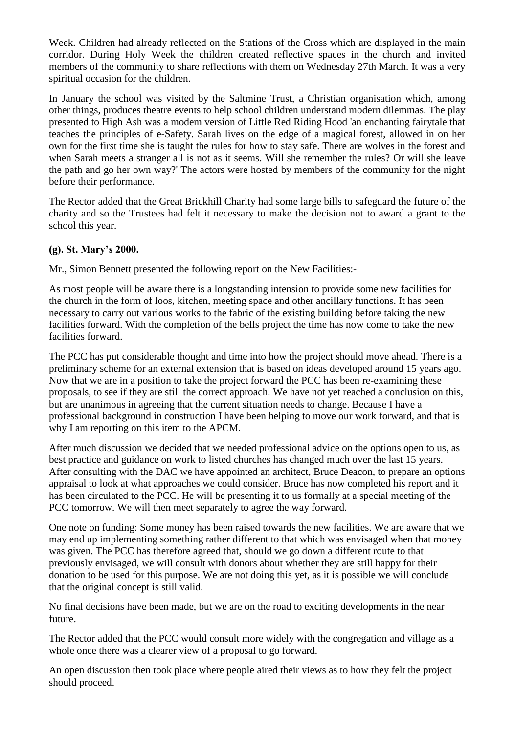Week. Children had already reflected on the Stations of the Cross which are displayed in the main corridor. During Holy Week the children created reflective spaces in the church and invited members of the community to share reflections with them on Wednesday 27th March. It was a very spiritual occasion for the children.

In January the school was visited by the Saltmine Trust, a Christian organisation which, among other things, produces theatre events to help school children understand modern dilemmas. The play presented to High Ash was a modem version of Little Red Riding Hood 'an enchanting fairytale that teaches the principles of e-Safety. Sarah lives on the edge of a magical forest, allowed in on her own for the first time she is taught the rules for how to stay safe. There are wolves in the forest and when Sarah meets a stranger all is not as it seems. Will she remember the rules? Or will she leave the path and go her own way?' The actors were hosted by members of the community for the night before their performance.

The Rector added that the Great Brickhill Charity had some large bills to safeguard the future of the charity and so the Trustees had felt it necessary to make the decision not to award a grant to the school this year.

**(g). St. Mary's 2000.**

Mr., Simon Bennett presented the following report on the New Facilities:-

As most people will be aware there is a longstanding intension to provide some new facilities for the church in the form of loos, kitchen, meeting space and other ancillary functions. It has been necessary to carry out various works to the fabric of the existing building before taking the new facilities forward. With the completion of the bells project the time has now come to take the new facilities forward.

The PCC has put considerable thought and time into how the project should move ahead. There is a preliminary scheme for an external extension that is based on ideas developed around 15 years ago. Now that we are in a position to take the project forward the PCC has been re-examining these proposals, to see if they are still the correct approach. We have not yet reached a conclusion on this, but are unanimous in agreeing that the current situation needs to change. Because I have a professional background in construction I have been helping to move our work forward, and that is why I am reporting on this item to the APCM.

After much discussion we decided that we needed professional advice on the options open to us, as best practice and guidance on work to listed churches has changed much over the last 15 years. After consulting with the DAC we have appointed an architect, Bruce Deacon, to prepare an options appraisal to look at what approaches we could consider. Bruce has now completed his report and it has been circulated to the PCC. He will be presenting it to us formally at a special meeting of the PCC tomorrow. We will then meet separately to agree the way forward.

One note on funding: Some money has been raised towards the new facilities. We are aware that we may end up implementing something rather different to that which was envisaged when that money was given. The PCC has therefore agreed that, should we go down a different route to that previously envisaged, we will consult with donors about whether they are still happy for their donation to be used for this purpose. We are not doing this yet, as it is possible we will conclude that the original concept is still valid.

No final decisions have been made, but we are on the road to exciting developments in the near future.

The Rector added that the PCC would consult more widely with the congregation and village as a whole once there was a clearer view of a proposal to go forward.

An open discussion then took place where people aired their views as to how they felt the project should proceed.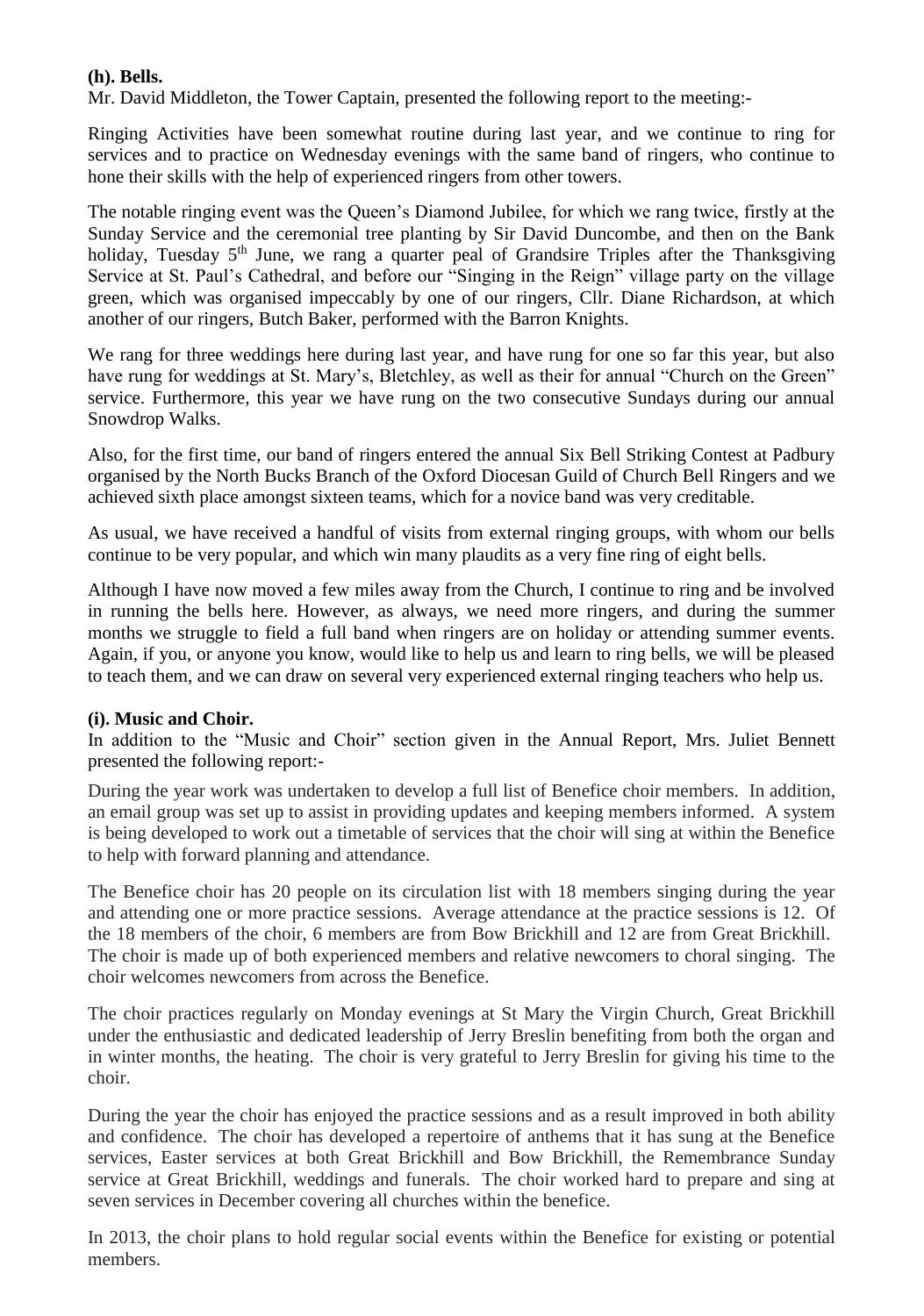**(h). Bells.**

Mr. David Middleton, the Tower Captain, presented the following report to the meeting:-

Ringing Activities have been somewhat routine during last year, and we continue to ring for services and to practice on Wednesday evenings with the same band of ringers, who continue to hone their skills with the help of experienced ringers from other towers.

The notable ringing event was the Queen's Diamond Jubilee, for which we rang twice, firstly at the Sunday Service and the ceremonial tree planting by Sir David Duncombe, and then on the Bank holiday, Tuesday 5th June, we rang a quarter peal of Grandsire Triples after the Thanksgiving Service at St. Paul's Cathedral, and before our "Singing in the Reign" village party on the village green, which was organised impeccably by one of our ringers, Cllr. Diane Richardson, at which another of our ringers, Butch Baker, performed with the Barron Knights.

We rang for three weddings here during last year, and have rung for one so far this year, but also have rung for weddings at St. Mary's, Bletchley, as well as their for annual "Church on the Green" service. Furthermore, this year we have rung on the two consecutive Sundays during our annual Snowdrop Walks.

Also, for the first time, our band of ringers entered the annual Six Bell Striking Contest at Padbury organised by the North Bucks Branch of the Oxford Diocesan Guild of Church Bell Ringers and we achieved sixth place amongst sixteen teams, which for a novice band was very creditable.

As usual, we have received a handful of visits from external ringing groups, with whom our bells continue to be very popular, and which win many plaudits as a very fine ring of eight bells.

Although I have now moved a few miles away from the Church, I continue to ring and be involved in running the bells here. However, as always, we need more ringers, and during the summer months we struggle to field a full band when ringers are on holiday or attending summer events. Again, if you, or anyone you know, would like to help us and learn to ring bells, we will be pleased to teach them, and we can draw on several very experienced external ringing teachers who help us.

**(i). Music and Choir.**

In addition to the "Music and Choir" section given in the Annual Report, Mrs. Juliet Bennett presented the following report:-

During the year work was undertaken to develop a full list of Benefice choir members. In addition, an email group was set up to assist in providing updates and keeping members informed. A system is being developed to work out a timetable of services that the choir will sing at within the Benefice to help with forward planning and attendance.

The Benefice choir has 20 people on its circulation list with 18 members singing during the year and attending one or more practice sessions. Average attendance at the practice sessions is 12. Of the 18 members of the choir, 6 members are from Bow Brickhill and 12 are from Great Brickhill. The choir is made up of both experienced members and relative newcomers to choral singing. The choir welcomes newcomers from across the Benefice.

The choir practices regularly on Monday evenings at St Mary the Virgin Church, Great Brickhill under the enthusiastic and dedicated leadership of Jerry Breslin benefiting from both the organ and in winter months, the heating. The choir is very grateful to Jerry Breslin for giving his time to the choir.

During the year the choir has enjoyed the practice sessions and as a result improved in both ability and confidence. The choir has developed a repertoire of anthems that it has sung at the Benefice services, Easter services at both Great Brickhill and Bow Brickhill, the Remembrance Sunday service at Great Brickhill, weddings and funerals. The choir worked hard to prepare and sing at seven services in December covering all churches within the benefice.

In 2013, the choir plans to hold regular social events within the Benefice for existing or potential members.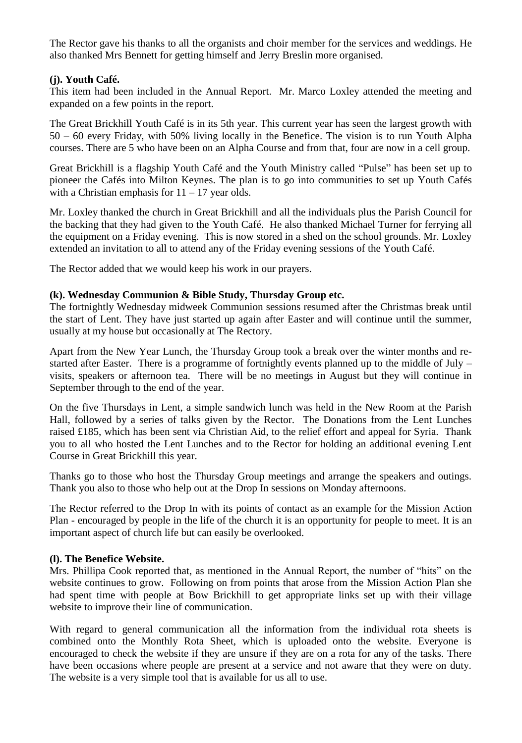The Rector gave his thanks to all the organists and choir member for the services and weddings. He also thanked Mrs Bennett for getting himself and Jerry Breslin more organised.

**(j). Youth Café.**

This item had been included in the Annual Report. Mr. Marco Loxley attended the meeting and expanded on a few points in the report.

The Great Brickhill Youth Café is in its 5th year. This current year has seen the largest growth with 50 – 60 every Friday, with 50% living locally in the Benefice. The vision is to run Youth Alpha courses. There are 5 who have been on an Alpha Course and from that, four are now in a cell group.

Great Brickhill is a flagship Youth Café and the Youth Ministry called "Pulse" has been set up to pioneer the Cafés into Milton Keynes. The plan is to go into communities to set up Youth Cafés with a Christian emphasis for 11 – 17 year olds.

Mr. Loxley thanked the church in Great Brickhill and all the individuals plus the Parish Council for the backing that they had given to the Youth Café. He also thanked Michael Turner for ferrying all the equipment on a Friday evening. This is now stored in a shed on the school grounds. Mr. Loxley extended an invitation to all to attend any of the Friday evening sessions of the Youth Café.

The Rector added that we would keep his work in our prayers.

**(k). Wednesday Communion & Bible Study, Thursday Group etc.**

The fortnightly Wednesday midweek Communion sessions resumed after the Christmas break until the start of Lent. They have just started up again after Easter and will continue until the summer, usually at my house but occasionally at The Rectory.

Apart from the New Year Lunch, the Thursday Group took a break over the winter months and re-started after Easter. There is a programme of fortnightly events planned up to the middle of July – visits, speakers or afternoon tea. There will be no meetings in August but they will continue in September through to the end of the year.

On the five Thursdays in Lent, a simple sandwich lunch was held in the New Room at the Parish Hall, followed by a series of talks given by the Rector. The Donations from the Lent Lunches raised £185, which has been sent via Christian Aid, to the relief effort and appeal for Syria. Thank you to all who hosted the Lent Lunches and to the Rector for holding an additional evening Lent Course in Great Brickhill this year.

Thanks go to those who host the Thursday Group meetings and arrange the speakers and outings. Thank you also to those who help out at the Drop In sessions on Monday afternoons.

The Rector referred to the Drop In with its points of contact as an example for the Mission Action Plan - encouraged by people in the life of the church it is an opportunity for people to meet. It is an important aspect of church life but can easily be overlooked.

**(l). The Benefice Website.**

Mrs. Phillipa Cook reported that, as mentioned in the Annual Report, the number of "hits" on the website continues to grow. Following on from points that arose from the Mission Action Plan she had spent time with people at Bow Brickhill to get appropriate links set up with their village website to improve their line of communication.

With regard to general communication all the information from the individual rota sheets is combined onto the Monthly Rota Sheet, which is uploaded onto the website. Everyone is encouraged to check the website if they are unsure if they are on a rota for any of the tasks. There have been occasions where people are present at a service and not aware that they were on duty. The website is a very simple tool that is available for us all to use.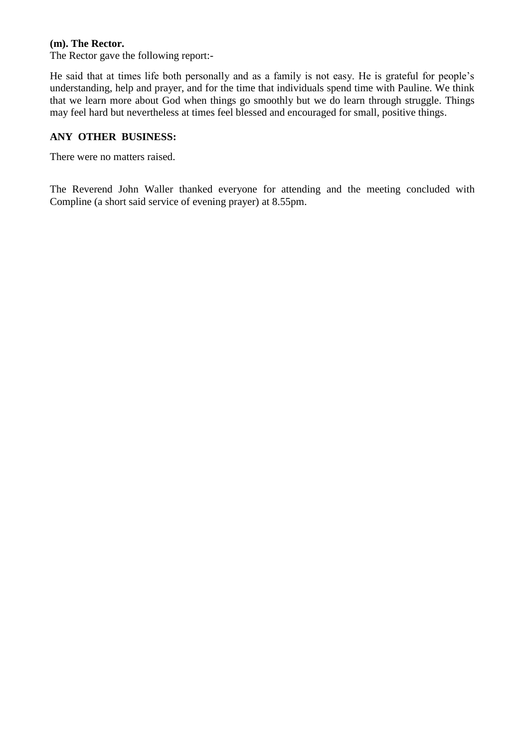**(m). The Rector.**

The Rector gave the following report:-

He said that at times life both personally and as a family is not easy. He is grateful for people's understanding, help and prayer, and for the time that individuals spend time with Pauline. We think that we learn more about God when things go smoothly but we do learn through struggle. Things may feel hard but nevertheless at times feel blessed and encouraged for small, positive things.

**ANY OTHER BUSINESS:**

There were no matters raised.

The Reverend John Waller thanked everyone for attending and the meeting concluded with Compline (a short said service of evening prayer) at 8.55pm.